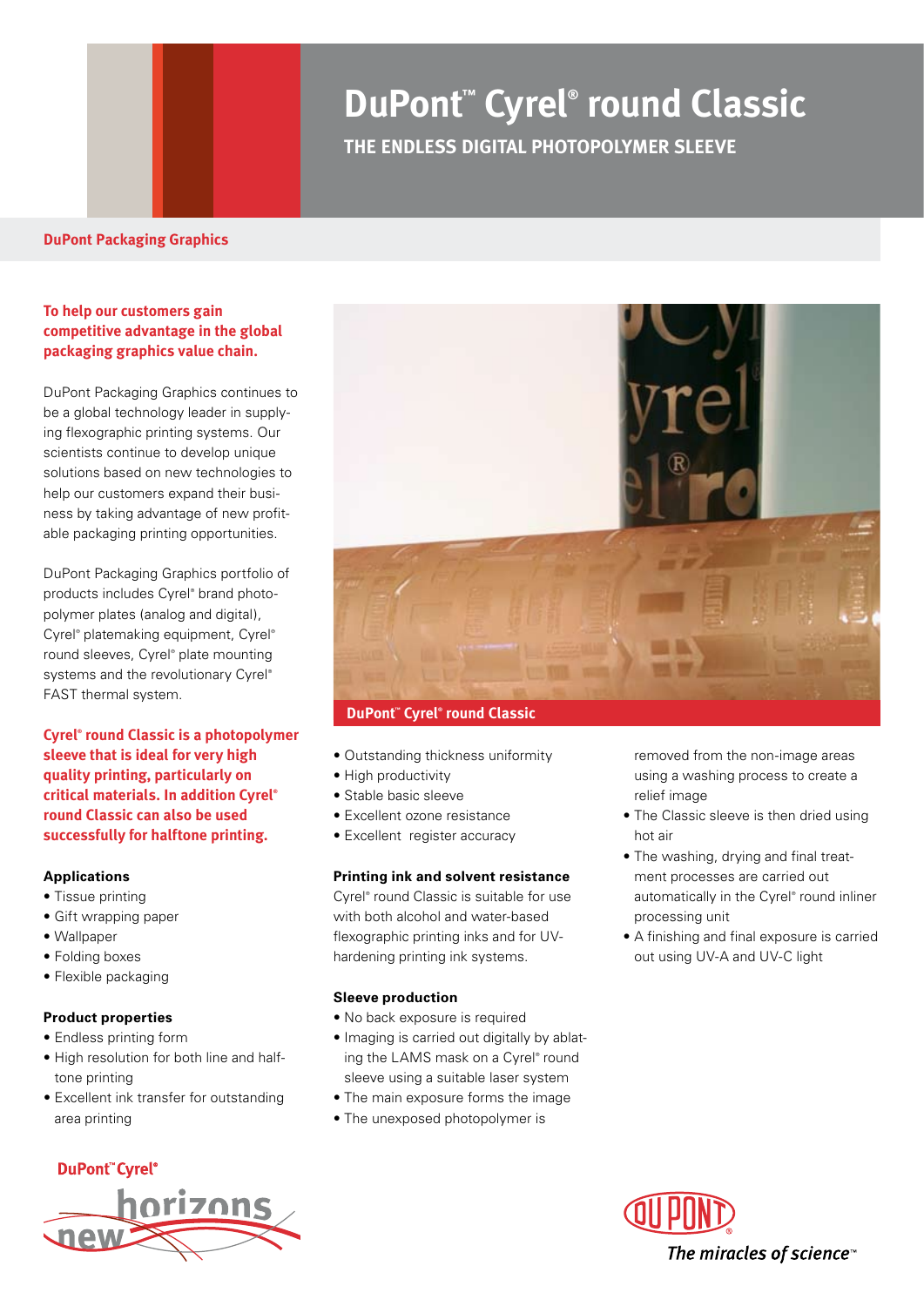# DuPont™ Cyrel® round Classic

## THE ENDLESS DIGITAL PHOTOPOLYMER SLEEVE

**DuPont Packaging Graphics**

**To help our customers gain competitive advantage in the global packaging graphics value chain.**

DuPont Packaging Graphics continues to be a global technology leader in supplying flexographic printing systems. Our scientists continue to develop unique solutions based on new technologies to help our customers expand their business by taking advantage of new profitable packaging printing opportunities.

DuPont Packaging Graphics portfolio of products includes Cyrel® brand photopolymer plates (analog and digital), Cyrel® platemaking equipment, Cyrel® round sleeves, Cyrel® plate mounting systems and the revolutionary Cyrel® FAST thermal system.

**Cyrel® round Classic is a photopolymer sleeve that is ideal for very high quality printing, particularly on critical materials. In addition Cyrel® round Classic can also be used successfully for halftone printing.**

### Applications

- Tissue printing
- Gift wrapping paper
- Wallpaper
- Folding boxes
- Flexible packaging

### Product properties

- Endless printing form
- High resolution for both line and halftone printing
- Excellent ink transfer for outstanding area printing
- Outstanding thickness uniformity
- High productivity
- Stable basic sleeve
- Excellent ozone resistance
- Excellent register accuracy

DuPont™ Cyrel® round Classic

### Printing ink and solvent resistance

Cyrel® round Classic is suitable for use with both alcohol and water-based flexographic printing inks and for UV-hardening printing ink systems.

### Sleeve production

- No back exposure is required
- Imaging is carried out digitally by ablating the LAMS mask on a Cyrel® round sleeve using a suitable laser system
- The main exposure forms the image
- The unexposed photopolymer is removed from the non-image areas using a washing process to create a relief image
- The Classic sleeve is then dried using hot air
- The washing, drying and final treatment processes are carried out automatically in the Cyrel® round inliner processing unit
- A finishing and final exposure is carried out using UV-A and UV-C light

DuPont™ Cyrel® new horizons

The miracles of science™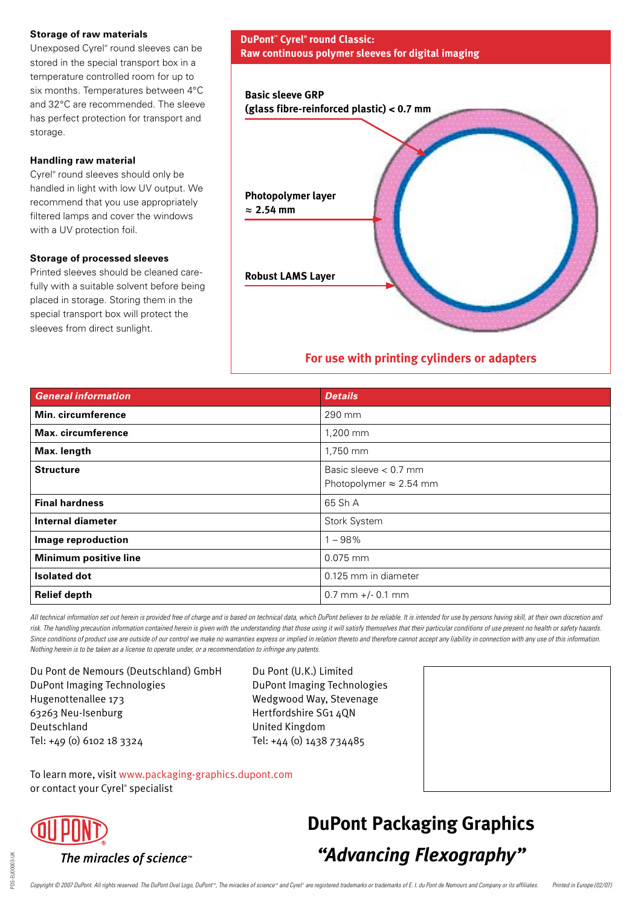### Storage of raw materials

Unexposed Cyrel® round sleeves can be stored in the special transport box in a temperature controlled room for up to six months. Temperatures between 4°C and 32°C are recommended. The sleeve has perfect protection for transport and storage.

### Handling raw material

Cyrel® round sleeves should only be handled in light with low UV output. We recommend that you use appropriately filtered lamps and cover the windows with a UV protection foil.

### Storage of processed sleeves

Printed sleeves should be cleaned carefully with a suitable solvent before being placed in storage. Storing them in the special transport box will protect the sleeves from direct sunlight.

## DuPont™ Cyrel® round Classic: Raw continuous polymer sleeves for digital imaging

Basic sleeve GRP (glass fibre-reinforced plastic) < 0.7 mm

Photopolymer layer ≈ 2.54 mm

Robust LAMS Layer

For use with printing cylinders or adapters

| *General information* | *Details* |
|---|---|
| **Min. circumference** | 290 mm |
| **Max. circumference** | 1,200 mm |
| **Max. length** | 1,750 mm |
| **Structure** | Basic sleeve < 0.7 mm<br>Photopolymer ≈ 2.54 mm |
| **Final hardness** | 65 Sh A |
| **Internal diameter** | Stork System |
| **Image reproduction** | 1 – 98% |
| **Minimum positive line** | 0.075 mm |
| **Isolated dot** | 0.125 mm in diameter |
| **Relief depth** | 0.7 mm +/- 0.1 mm |

*All technical information set out herein is provided free of charge and is based on technical data, which DuPont believes to be reliable. It is intended for use by persons having skill, at their own discretion and risk. The handling precaution information contained herein is given with the understanding that those using it will satisfy themselves that their particular conditions of use present no health or safety hazards. Since conditions of product use are outside of our control we make no warranties express or implied in relation thereto and therefore cannot accept any liability in connection with any use of this information. Nothing herein is to be taken as a license to operate under, or a recommendation to infringe any patents.*

Du Pont de Nemours (Deutschland) GmbH
DuPont Imaging Technologies
Hugenottenallee 173
63263 Neu-Isenburg
Deutschland
Tel: +49 (0) 6102 18 3324

Du Pont (U.K.) Limited
DuPont Imaging Technologies
Wedgwood Way, Stevenage
Hertfordshire SG1 4QN
United Kingdom
Tel: +44 (0) 1438 734485

To learn more, visit www.packaging-graphics.dupont.com
or contact your Cyrel® specialist

DUPONT®
*The miracles of science™*

## DuPont Packaging Graphics

## *"Advancing Flexography"*

PDS-EU0003-UK

*Copyright © 2007 DuPont. All rights reserved. The DuPont Oval Logo, DuPont™, The miracles of science™ and Cyrel® are registered trademarks or trademarks of E. I. du Pont de Nemours and Company or its affiliates.* *Printed in Europe (02/07)*